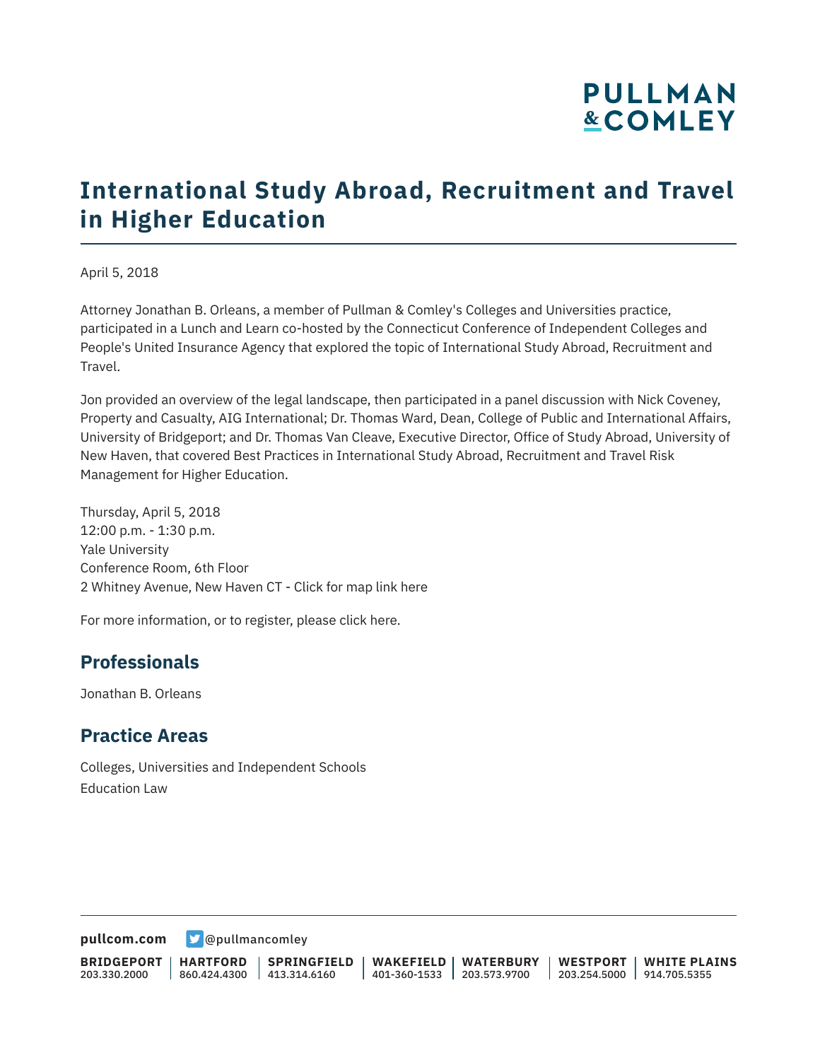# International Study Abroad, Recruitment and Travel in Higher Education

April 5, 2018

Attorney Jonathan B. Orleans, a member of Pullman & Comley's Colleges and Universities practice, participated in a Lunch and Learn co-hosted by the Connecticut Conference of Independent Colleges and People's United Insurance Agency that explored the topic of International Study Abroad, Recruitment and Travel.

Jon provided an overview of the legal landscape, then participated in a panel discussion with Nick Coveney, Property and Casualty, AIG International; Dr. Thomas Ward, Dean, College of Public and International Affairs, University of Bridgeport; and Dr. Thomas Van Cleave, Executive Director, Office of Study Abroad, University of New Haven, that covered Best Practices in International Study Abroad, Recruitment and Travel Risk Management for Higher Education.

Thursday, April 5, 2018
12:00 p.m. - 1:30 p.m.
Yale University
Conference Room, 6th Floor
2 Whitney Avenue, New Haven CT - Click for map link here

For more information, or to register, please click here.

## Professionals

Jonathan B. Orleans

## Practice Areas

Colleges, Universities and Independent Schools
Education Law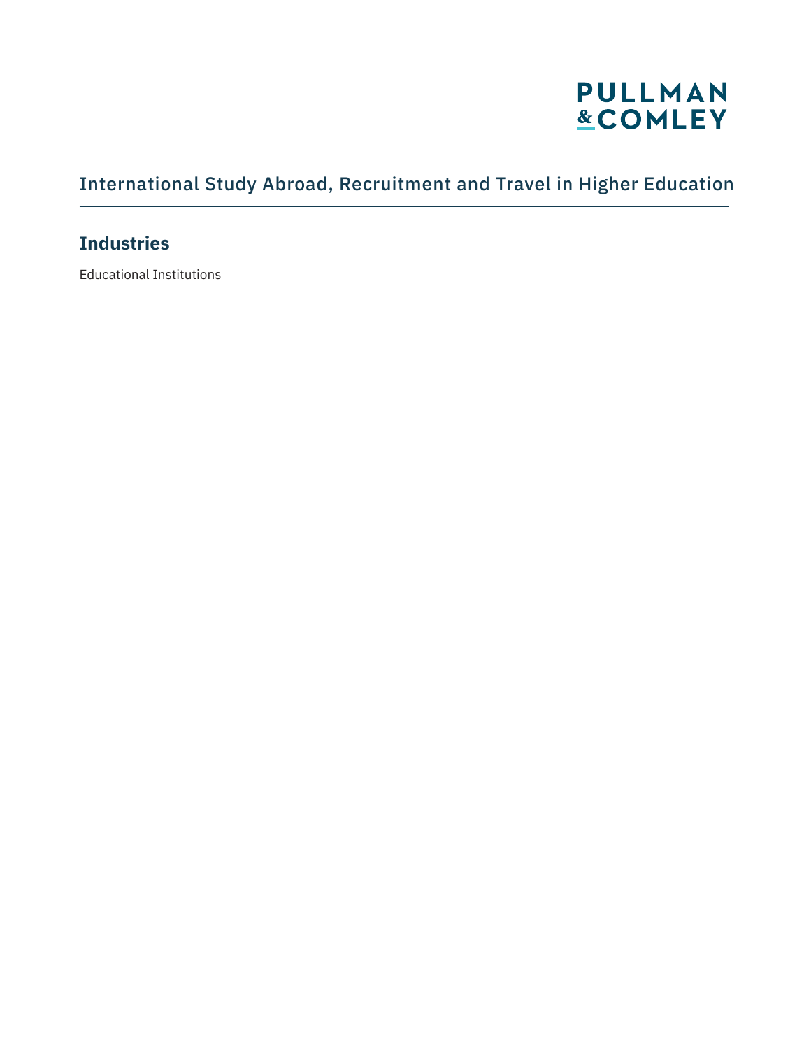## Industries

Educational Institutions